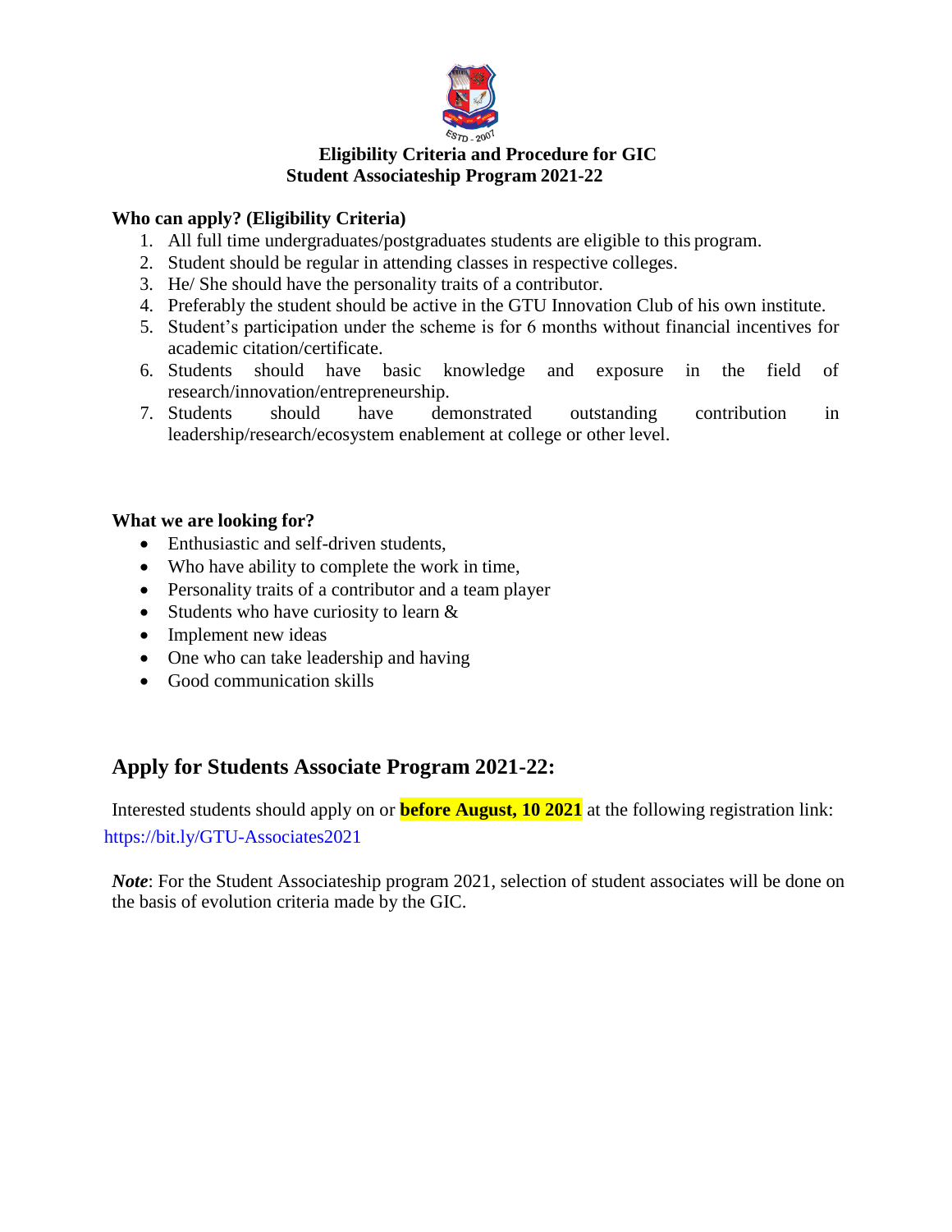# Eligibility Criteria and Procedure for GIC Student Associateship Program 2021-22

**Who can apply? (Eligibility Criteria)**

1. All full time undergraduates/postgraduates students are eligible to this program.
2. Student should be regular in attending classes in respective colleges.
3. He/ She should have the personality traits of a contributor.
4. Preferably the student should be active in the GTU Innovation Club of his own institute.
5. Student's participation under the scheme is for 6 months without financial incentives for academic citation/certificate.
6. Students should have basic knowledge and exposure in the field of research/innovation/entrepreneurship.
7. Students should have demonstrated outstanding contribution in leadership/research/ecosystem enablement at college or other level.

**What we are looking for?**

- Enthusiastic and self-driven students,
- Who have ability to complete the work in time,
- Personality traits of a contributor and a team player
- Students who have curiosity to learn &
- Implement new ideas
- One who can take leadership and having
- Good communication skills

## Apply for Students Associate Program 2021-22:

Interested students should apply on or **before August, 10 2021** at the following registration link: https://bit.ly/GTU-Associates2021

***Note***: For the Student Associateship program 2021, selection of student associates will be done on the basis of evolution criteria made by the GIC.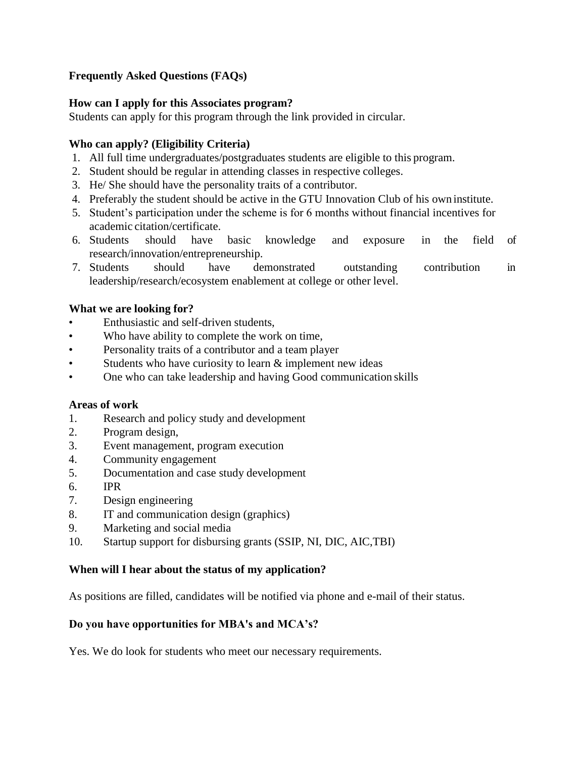**Frequently Asked Questions (FAQs)**

**How can I apply for this Associates program?**

Students can apply for this program through the link provided in circular.

**Who can apply? (Eligibility Criteria)**

1. All full time undergraduates/postgraduates students are eligible to this program.
2. Student should be regular in attending classes in respective colleges.
3. He/ She should have the personality traits of a contributor.
4. Preferably the student should be active in the GTU Innovation Club of his own institute.
5. Student's participation under the scheme is for 6 months without financial incentives for academic citation/certificate.
6. Students should have basic knowledge and exposure in the field of research/innovation/entrepreneurship.
7. Students should have demonstrated outstanding contribution in leadership/research/ecosystem enablement at college or other level.

**What we are looking for?**

- Enthusiastic and self-driven students,
- Who have ability to complete the work on time,
- Personality traits of a contributor and a team player
- Students who have curiosity to learn & implement new ideas
- One who can take leadership and having Good communication skills

**Areas of work**

1. Research and policy study and development
2. Program design,
3. Event management, program execution
4. Community engagement
5. Documentation and case study development
6. IPR
7. Design engineering
8. IT and communication design (graphics)
9. Marketing and social media
10. Startup support for disbursing grants (SSIP, NI, DIC, AIC,TBI)

**When will I hear about the status of my application?**

As positions are filled, candidates will be notified via phone and e-mail of their status.

**Do you have opportunities for MBA's and MCA's?**

Yes. We do look for students who meet our necessary requirements.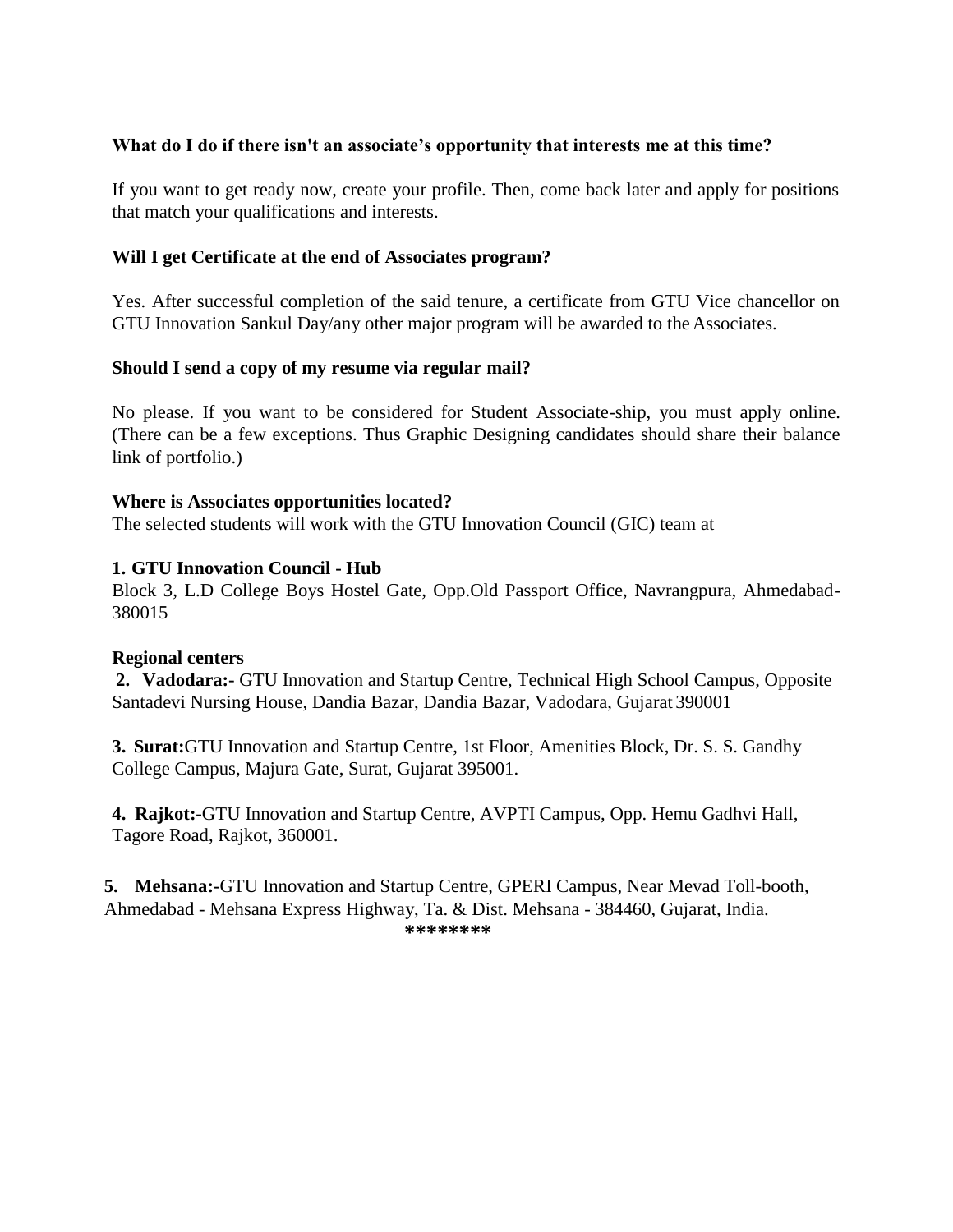**What do I do if there isn't an associate's opportunity that interests me at this time?**

If you want to get ready now, create your profile. Then, come back later and apply for positions that match your qualifications and interests.

**Will I get Certificate at the end of Associates program?**

Yes. After successful completion of the said tenure, a certificate from GTU Vice chancellor on GTU Innovation Sankul Day/any other major program will be awarded to the Associates.

**Should I send a copy of my resume via regular mail?**

No please. If you want to be considered for Student Associate-ship, you must apply online. (There can be a few exceptions. Thus Graphic Designing candidates should share their balance link of portfolio.)

**Where is Associates opportunities located?**

The selected students will work with the GTU Innovation Council (GIC) team at

**1. GTU Innovation Council - Hub**

Block 3, L.D College Boys Hostel Gate, Opp.Old Passport Office, Navrangpura, Ahmedabad-380015

**Regional centers**

**2. Vadodara:-** GTU Innovation and Startup Centre, Technical High School Campus, Opposite Santadevi Nursing House, Dandia Bazar, Dandia Bazar, Vadodara, Gujarat 390001

**3. Surat:**GTU Innovation and Startup Centre, 1st Floor, Amenities Block, Dr. S. S. Gandhy College Campus, Majura Gate, Surat, Gujarat 395001.

**4. Rajkot:-**GTU Innovation and Startup Centre, AVPTI Campus, Opp. Hemu Gadhvi Hall, Tagore Road, Rajkot, 360001.

**5. Mehsana:-**GTU Innovation and Startup Centre, GPERI Campus, Near Mevad Toll-booth, Ahmedabad - Mehsana Express Highway, Ta. & Dist. Mehsana - 384460, Gujarat, India.

**********